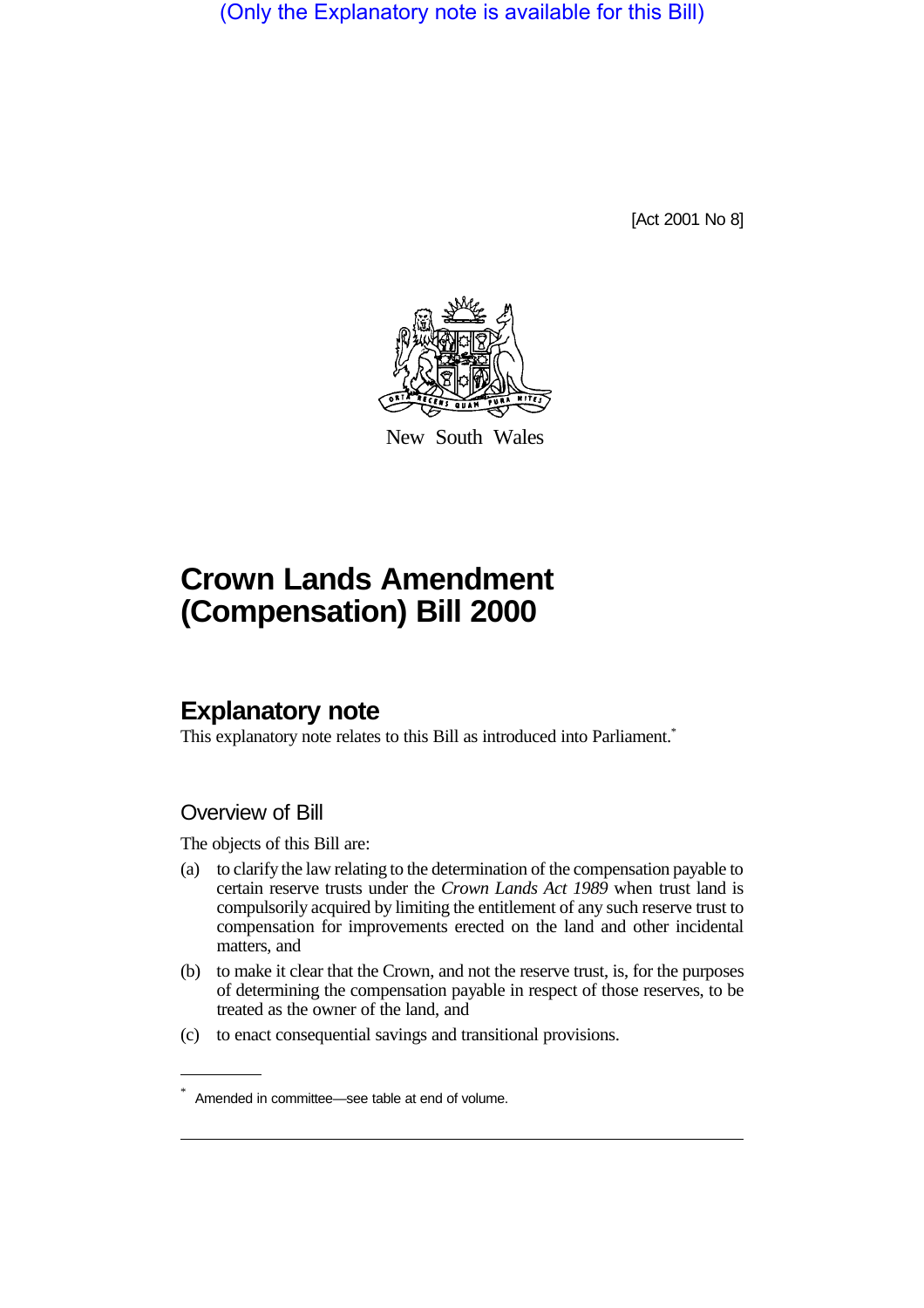(Only the Explanatory note is available for this Bill)

[Act 2001 No 8]

New South Wales

# Crown Lands Amendment (Compensation) Bill 2000

## Explanatory note

This explanatory note relates to this Bill as introduced into Parliament.*

### Overview of Bill

The objects of this Bill are:

(a) to clarify the law relating to the determination of the compensation payable to certain reserve trusts under the *Crown Lands Act 1989* when trust land is compulsorily acquired by limiting the entitlement of any such reserve trust to compensation for improvements erected on the land and other incidental matters, and

(b) to make it clear that the Crown, and not the reserve trust, is, for the purposes of determining the compensation payable in respect of those reserves, to be treated as the owner of the land, and

(c) to enact consequential savings and transitional provisions.

* Amended in committee—see table at end of volume.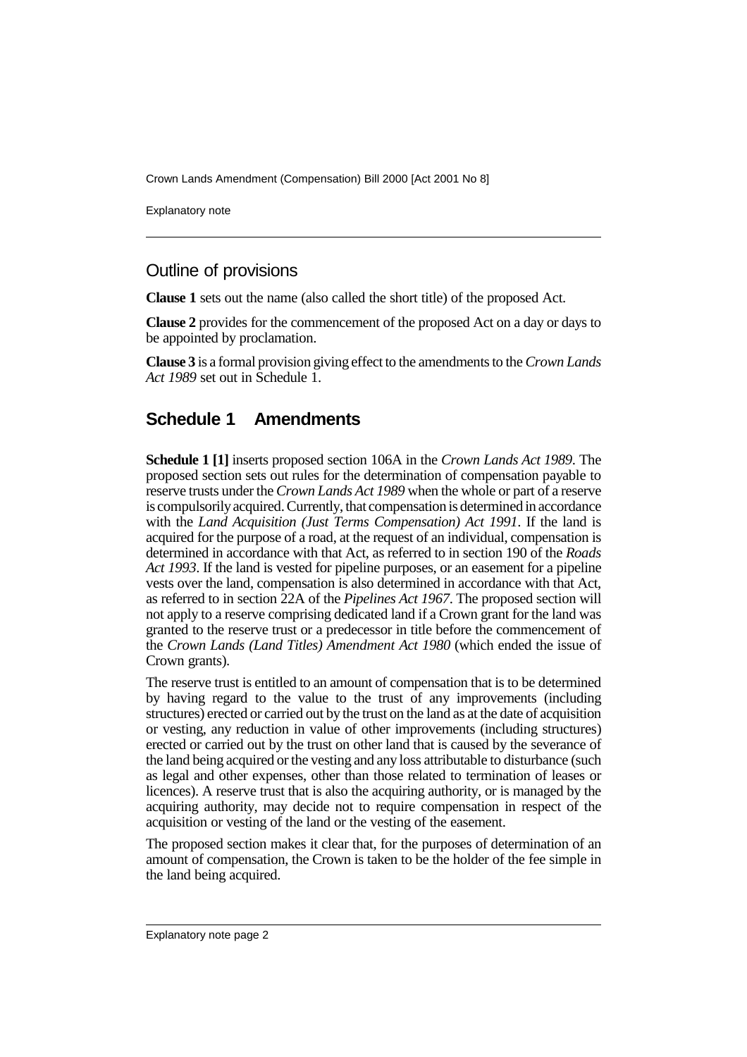## Outline of provisions

**Clause 1** sets out the name (also called the short title) of the proposed Act.

**Clause 2** provides for the commencement of the proposed Act on a day or days to be appointed by proclamation.

**Clause 3** is a formal provision giving effect to the amendments to the *Crown Lands Act 1989* set out in Schedule 1.

## Schedule 1 Amendments

**Schedule 1 [1]** inserts proposed section 106A in the *Crown Lands Act 1989*. The proposed section sets out rules for the determination of compensation payable to reserve trusts under the *Crown Lands Act 1989* when the whole or part of a reserve is compulsorily acquired. Currently, that compensation is determined in accordance with the *Land Acquisition (Just Terms Compensation) Act 1991*. If the land is acquired for the purpose of a road, at the request of an individual, compensation is determined in accordance with that Act, as referred to in section 190 of the *Roads Act 1993*. If the land is vested for pipeline purposes, or an easement for a pipeline vests over the land, compensation is also determined in accordance with that Act, as referred to in section 22A of the *Pipelines Act 1967*. The proposed section will not apply to a reserve comprising dedicated land if a Crown grant for the land was granted to the reserve trust or a predecessor in title before the commencement of the *Crown Lands (Land Titles) Amendment Act 1980* (which ended the issue of Crown grants).

The reserve trust is entitled to an amount of compensation that is to be determined by having regard to the value to the trust of any improvements (including structures) erected or carried out by the trust on the land as at the date of acquisition or vesting, any reduction in value of other improvements (including structures) erected or carried out by the trust on other land that is caused by the severance of the land being acquired or the vesting and any loss attributable to disturbance (such as legal and other expenses, other than those related to termination of leases or licences). A reserve trust that is also the acquiring authority, or is managed by the acquiring authority, may decide not to require compensation in respect of the acquisition or vesting of the land or the vesting of the easement.

The proposed section makes it clear that, for the purposes of determination of an amount of compensation, the Crown is taken to be the holder of the fee simple in the land being acquired.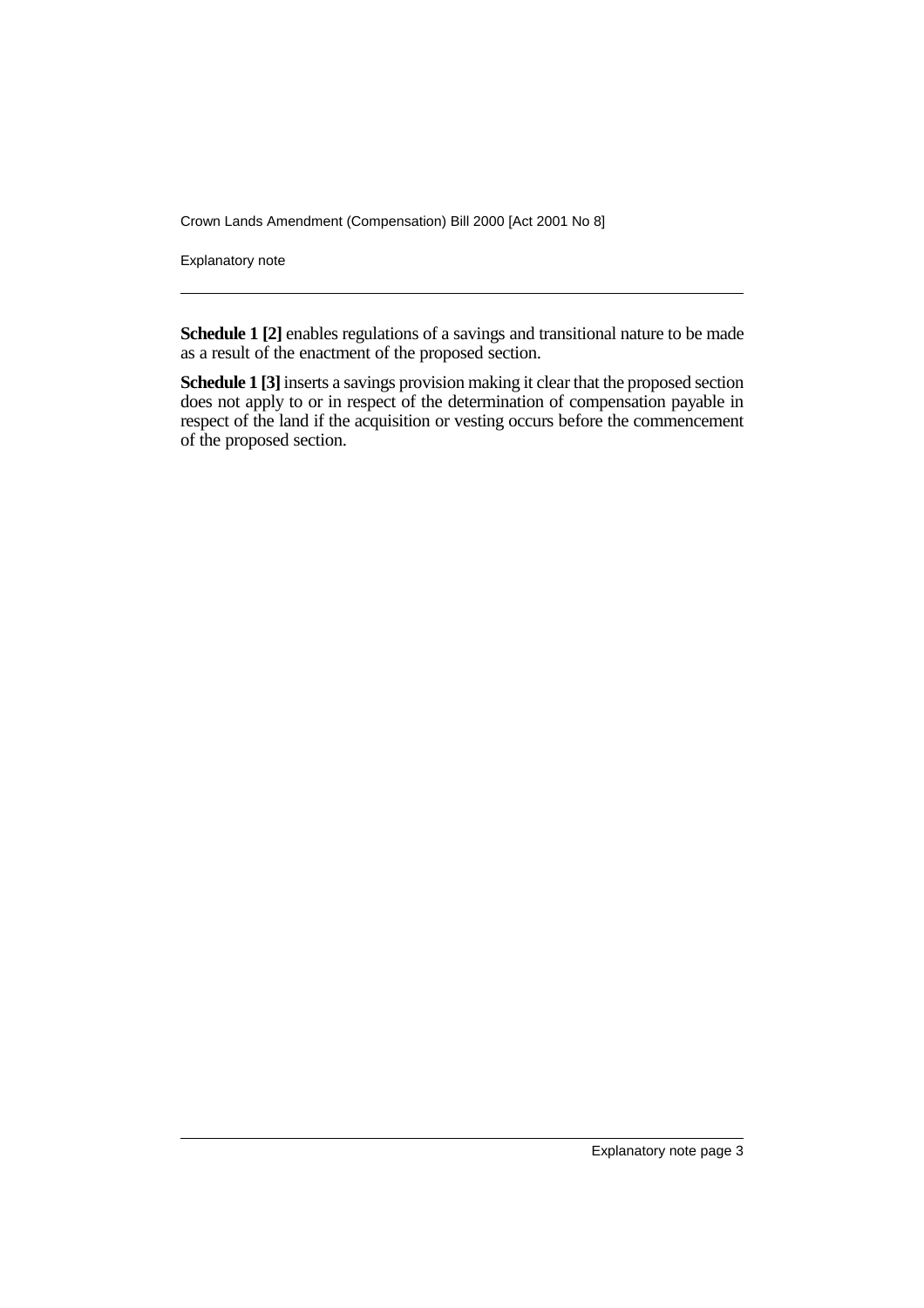**Schedule 1 [2]** enables regulations of a savings and transitional nature to be made as a result of the enactment of the proposed section.

**Schedule 1 [3]** inserts a savings provision making it clear that the proposed section does not apply to or in respect of the determination of compensation payable in respect of the land if the acquisition or vesting occurs before the commencement of the proposed section.